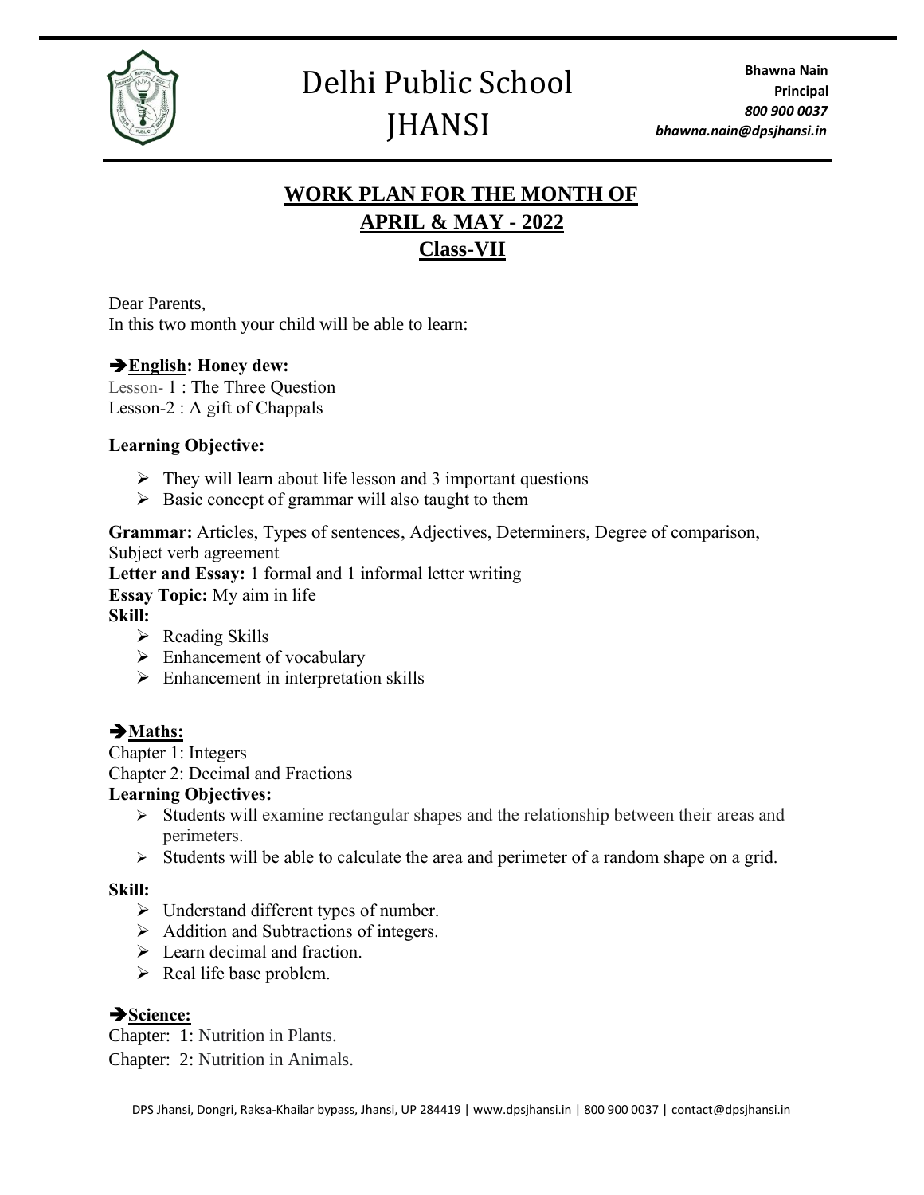# Delhi Public School JHANSI

**Bhawna Nain**
**Principal**
*800 900 0037*
*bhawna.nain@dpsjhansi.in*

## WORK PLAN FOR THE MONTH OF APRIL & MAY - 2022 Class-VII

Dear Parents,
In this two month your child will be able to learn:

### ➔English: Honey dew:

Lesson- 1 : The Three Question
Lesson-2 : A gift of Chappals

**Learning Objective:**

- They will learn about life lesson and 3 important questions
- Basic concept of grammar will also taught to them

**Grammar:** Articles, Types of sentences, Adjectives, Determiners, Degree of comparison, Subject verb agreement
**Letter and Essay:** 1 formal and 1 informal letter writing
**Essay Topic:** My aim in life
**Skill:**

- Reading Skills
- Enhancement of vocabulary
- Enhancement in interpretation skills

### ➔Maths:

Chapter 1: Integers
Chapter 2: Decimal and Fractions

**Learning Objectives:**

- Students will examine rectangular shapes and the relationship between their areas and perimeters.
- Students will be able to calculate the area and perimeter of a random shape on a grid.

**Skill:**

- Understand different types of number.
- Addition and Subtractions of integers.
- Learn decimal and fraction.
- Real life base problem.

### ➔Science:

Chapter: 1: Nutrition in Plants.
Chapter: 2: Nutrition in Animals.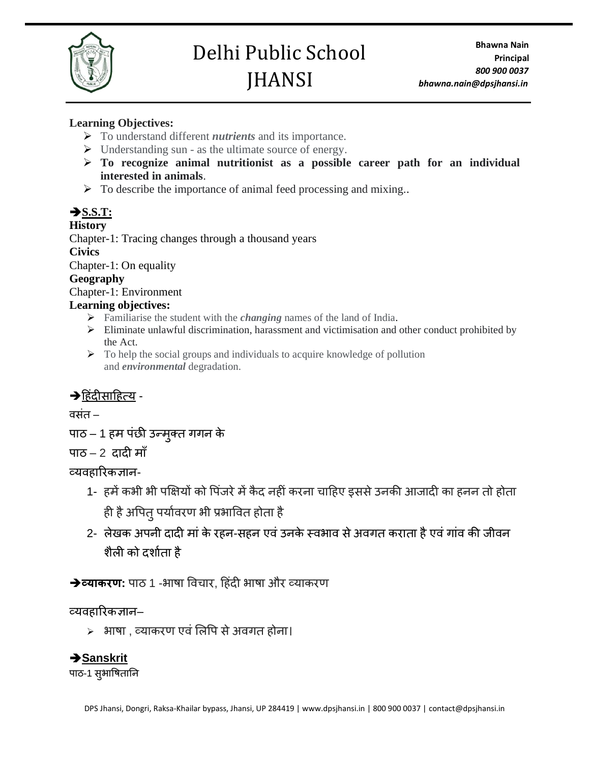**Learning Objectives:**

- To understand different ***nutrients*** and its importance.
- Understanding sun - as the ultimate source of energy.
- **To recognize animal nutritionist as a possible career path for an individual interested in animals**.
- To describe the importance of animal feed processing and mixing..

➔**S.S.T:**

**History**

Chapter-1: Tracing changes through a thousand years

**Civics**

Chapter-1: On equality

**Geography**

Chapter-1: Environment

**Learning objectives:**

- Familiarise the student with the ***changing*** names of the land of India.
- Eliminate unlawful discrimination, harassment and victimisation and other conduct prohibited by the Act.
- To help the social groups and individuals to acquire knowledge of pollution and ***environmental*** degradation.

➔हिंदीसाहित्य -

वसंत –

पाठ – 1 हम पंछी उन्मुक्त गगन के

पाठ – 2 दादी माँ

व्यवहारिकज्ञान-

1- हमें कभी भी पक्षियों को पिंजरे में कैद नहीं करना चाहिए इससे उनकी आजादी का हनन तो होता ही है अपितु पर्यावरण भी प्रभावित होता है
2- लेखक अपनी दादी मां के रहन-सहन एवं उनके स्वभाव से अवगत कराता है एवं गांव की जीवन शैली को दर्शाता है

➔**व्याकरण:** पाठ 1 -भाषा विचार, हिंदी भाषा और व्याकरण

व्यवहारिकज्ञान–

- भाषा , व्याकरण एवं लिपि से अवगत होना।

➔**Sanskrit**

पाठ-1 सुभाषितानि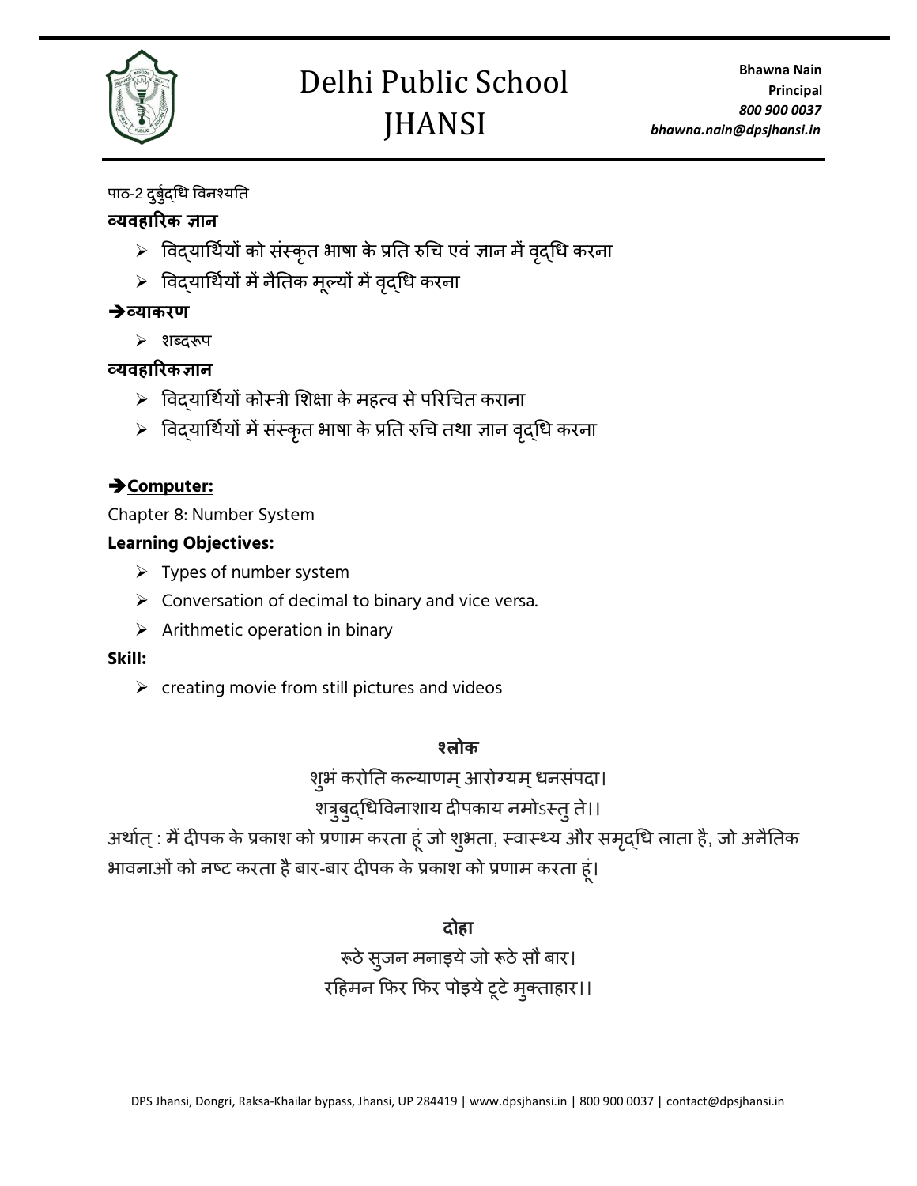पाठ-2 दुर्बुद्धि विनश्यति

**व्यवहारिक ज्ञान**

- विद्यार्थियों को संस्कृत भाषा के प्रति रुचि एवं ज्ञान में वृद्धि करना
- विद्यार्थियों में नैतिक मूल्यों में वृद्धि करना

**➔व्याकरण**

- शब्दरूप

**व्यवहारिकज्ञान**

- विद्यार्थियों कोस्त्री शिक्षा के महत्व से परिचित कराना
- विद्यार्थियों में संस्कृत भाषा के प्रति रुचि तथा ज्ञान वृद्धि करना

**➔Computer:**

Chapter 8: Number System

**Learning Objectives:**

- Types of number system
- Conversation of decimal to binary and vice versa.
- Arithmetic operation in binary

**Skill:**

- creating movie from still pictures and videos

**श्लोक**

शुभं करोति कल्याणम् आरोग्यम् धनसंपदा।
शत्रुबुद्धिविनाशाय दीपकाय नमोऽस्तु ते।।

अर्थात् : मैं दीपक के प्रकाश को प्रणाम करता हूं जो शुभता, स्वास्थ्य और समृद्धि लाता है, जो अनैतिक भावनाओं को नष्ट करता है बार-बार दीपक के प्रकाश को प्रणाम करता हूं।

**दोहा**

रूठे सुजन मनाइये जो रूठे सौ बार।
रहिमन फिर फिर पोइये टूटे मुक्ताहार।।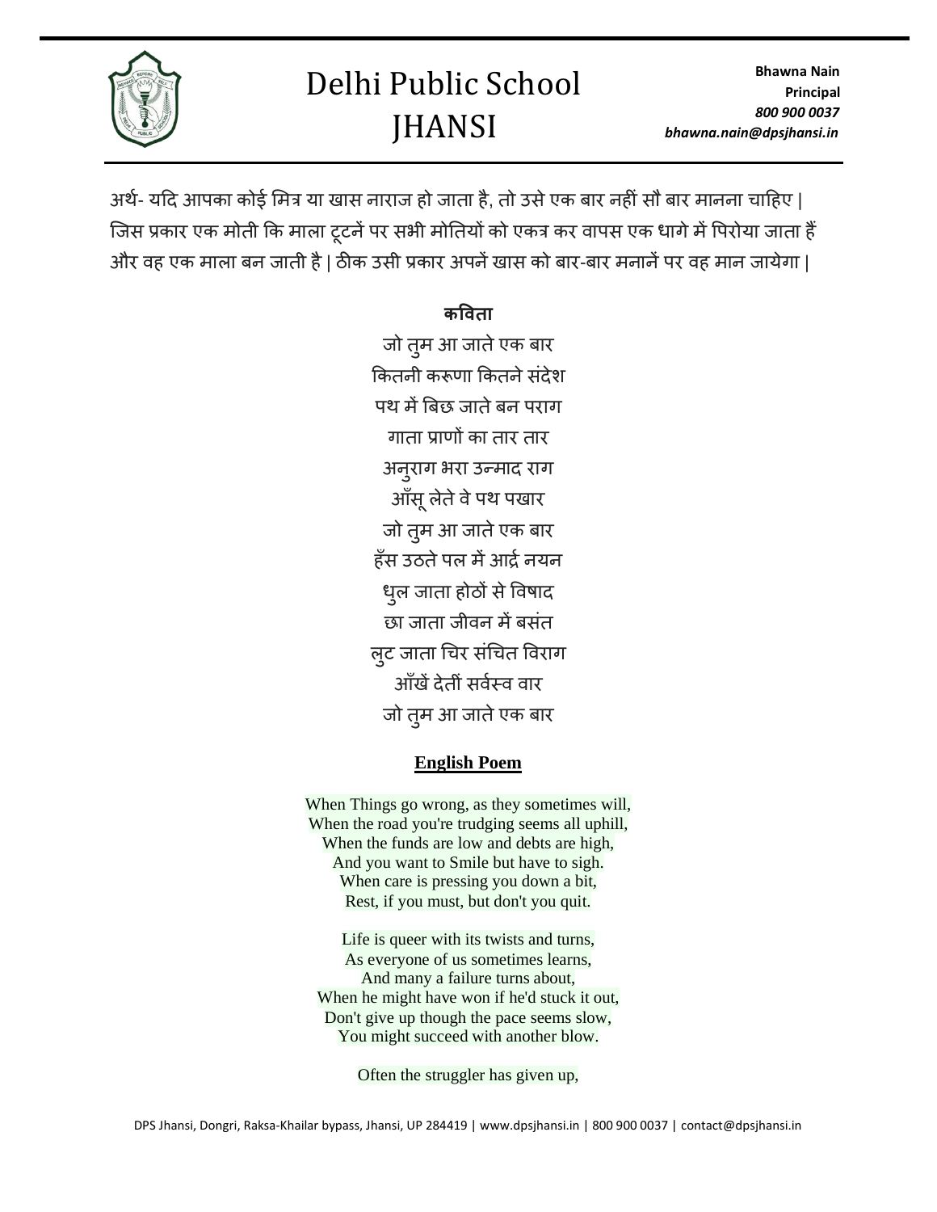अर्थ- यदि आपका कोई मित्र या खास नाराज हो जाता है, तो उसे एक बार नहीं सौ बार मानना चाहिए | जिस प्रकार एक मोती कि माला टूटनें पर सभी मोतियों को एकत्र कर वापस एक धागे में पिरोया जाता हैं और वह एक माला बन जाती है | ठीक उसी प्रकार अपनें खास को बार-बार मनानें पर वह मान जायेगा |

**कविता**

जो तुम आ जाते एक बार
कितनी करूणा कितने संदेश
पथ में बिछ जाते बन पराग
गाता प्राणों का तार तार
अनुराग भरा उन्माद राग
आँसू लेते वे पथ पखार
जो तुम आ जाते एक बार
हँस उठते पल में आर्द्र नयन
धुल जाता होठों से विषाद
छा जाता जीवन में बसंत
लुट जाता चिर संचित विराग
आँखें देतीं सर्वस्व वार
जो तुम आ जाते एक बार

**English Poem**

When Things go wrong, as they sometimes will,
When the road you're trudging seems all uphill,
When the funds are low and debts are high,
And you want to Smile but have to sigh.
When care is pressing you down a bit,
Rest, if you must, but don't you quit.

Life is queer with its twists and turns,
As everyone of us sometimes learns,
And many a failure turns about,
When he might have won if he'd stuck it out,
Don't give up though the pace seems slow,
You might succeed with another blow.

Often the struggler has given up,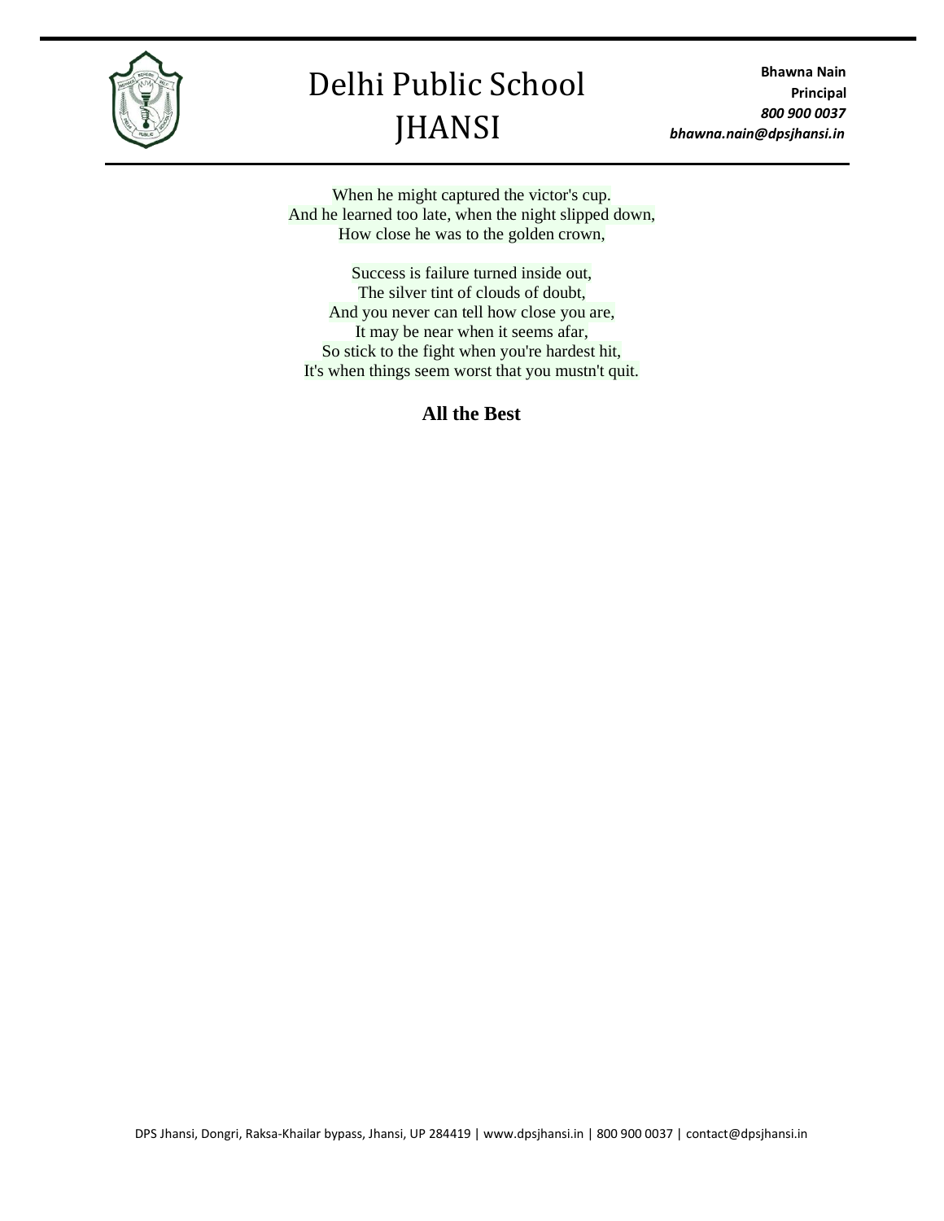When he might captured the victor's cup.
And he learned too late, when the night slipped down,
How close he was to the golden crown,

Success is failure turned inside out,
The silver tint of clouds of doubt,
And you never can tell how close you are,
It may be near when it seems afar,
So stick to the fight when you're hardest hit,
It's when things seem worst that you mustn't quit.

**All the Best**